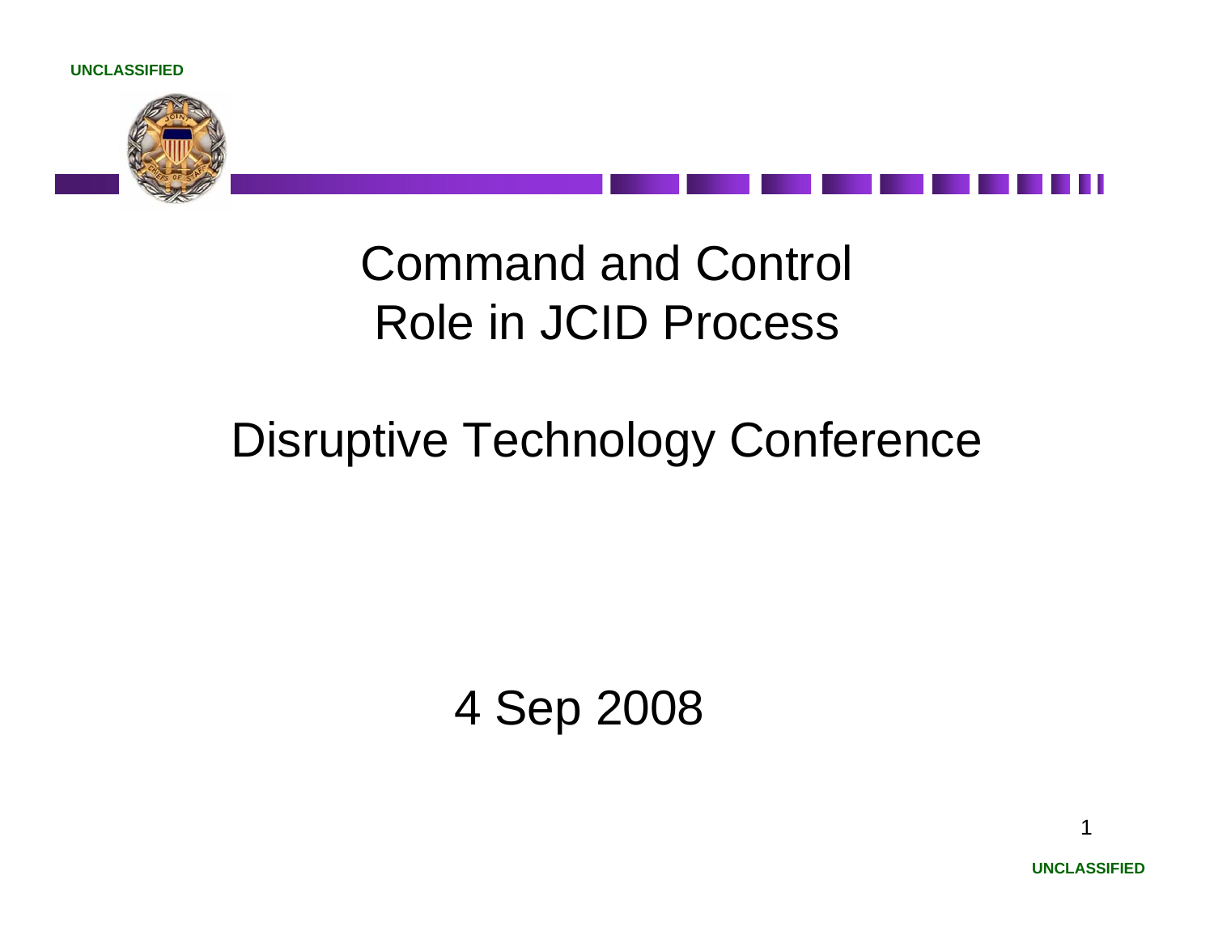UNCLASSIFIED

# Command and Control Role in JCID Process

## Disruptive Technology Conference

4 Sep 2008

UNCLASSIFIED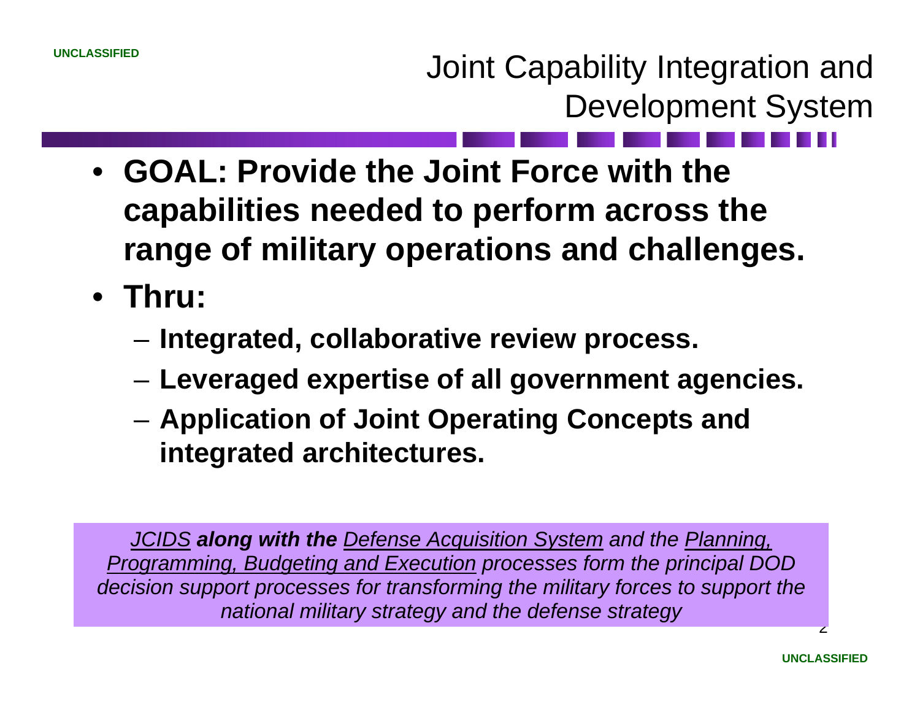# Joint Capability Integration and Development System

- **GOAL: Provide the Joint Force with the capabilities needed to perform across the range of military operations and challenges.**
- **Thru:**
  - **Integrated, collaborative review process.**
  - **Leveraged expertise of all government agencies.**
  - **Application of Joint Operating Concepts and integrated architectures.**

*JCIDS* ***along with the*** *Defense Acquisition System and the Planning, Programming, Budgeting and Execution processes form the principal DOD decision support processes for transforming the military forces to support the national military strategy and the defense strategy*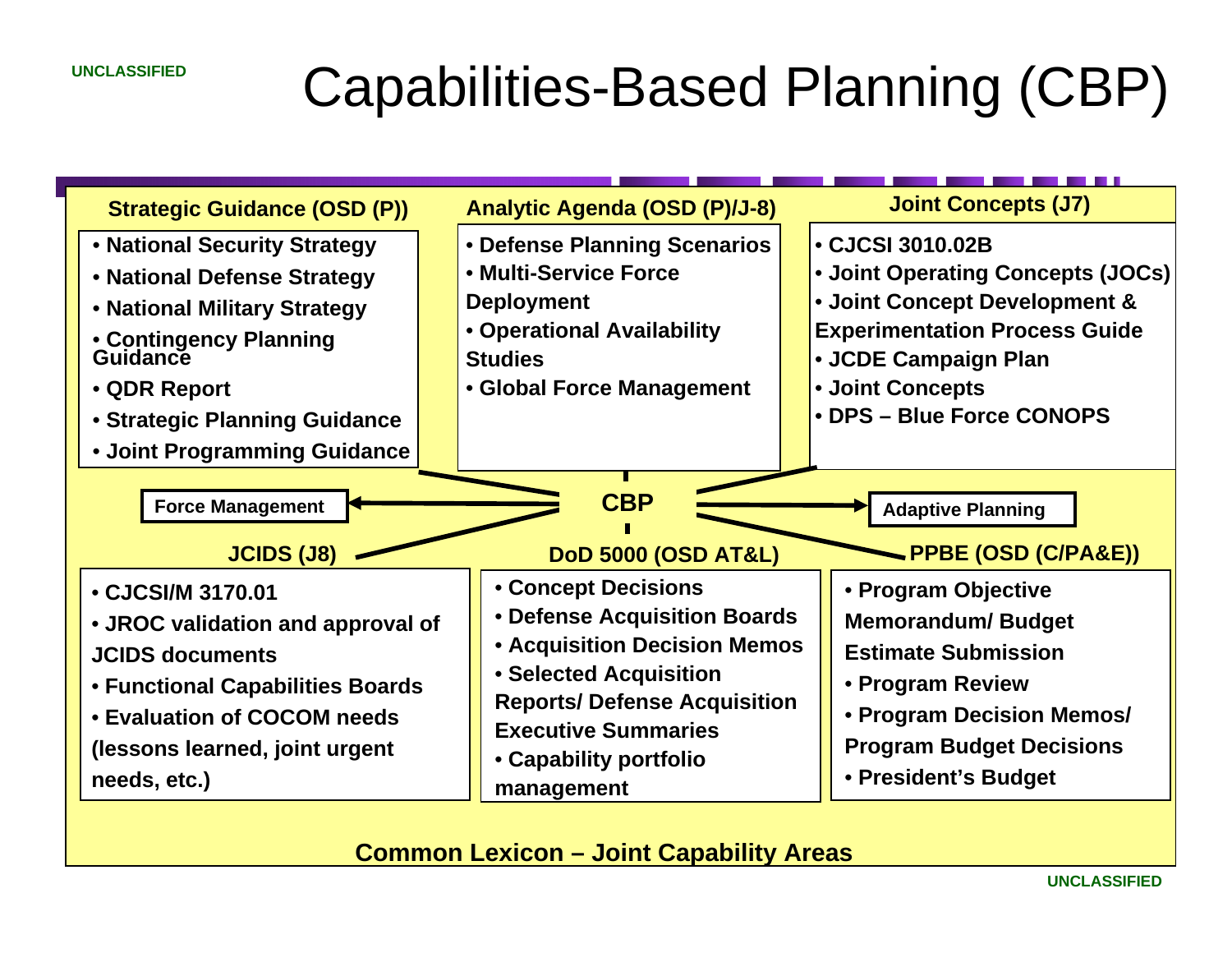# Capabilities-Based Planning (CBP)

## Strategic Guidance (OSD (P))

- National Security Strategy
- National Defense Strategy
- National Military Strategy
- Contingency Planning Guidance
- QDR Report
- Strategic Planning Guidance
- Joint Programming Guidance

## Analytic Agenda (OSD (P)/J-8)

- Defense Planning Scenarios
- Multi-Service Force Deployment
- Operational Availability Studies
- Global Force Management

## Joint Concepts (J7)

- CJCSI 3010.02B
- Joint Operating Concepts (JOCs)
- Joint Concept Development & Experimentation Process Guide
- JCDE Campaign Plan
- Joint Concepts
- DPS – Blue Force CONOPS

**CBP**

**Force Management**

**Adaptive Planning**

## JCIDS (J8)

- CJCSI/M 3170.01
- JROC validation and approval of JCIDS documents
- Functional Capabilities Boards
- Evaluation of COCOM needs (lessons learned, joint urgent needs, etc.)

## DoD 5000 (OSD AT&L)

- Concept Decisions
- Defense Acquisition Boards
- Acquisition Decision Memos
- Selected Acquisition Reports/ Defense Acquisition Executive Summaries
- Capability portfolio management

## PPBE (OSD (C/PA&E))

- Program Objective Memorandum/ Budget Estimate Submission
- Program Review
- Program Decision Memos/ Program Budget Decisions
- President's Budget

**Common Lexicon – Joint Capability Areas**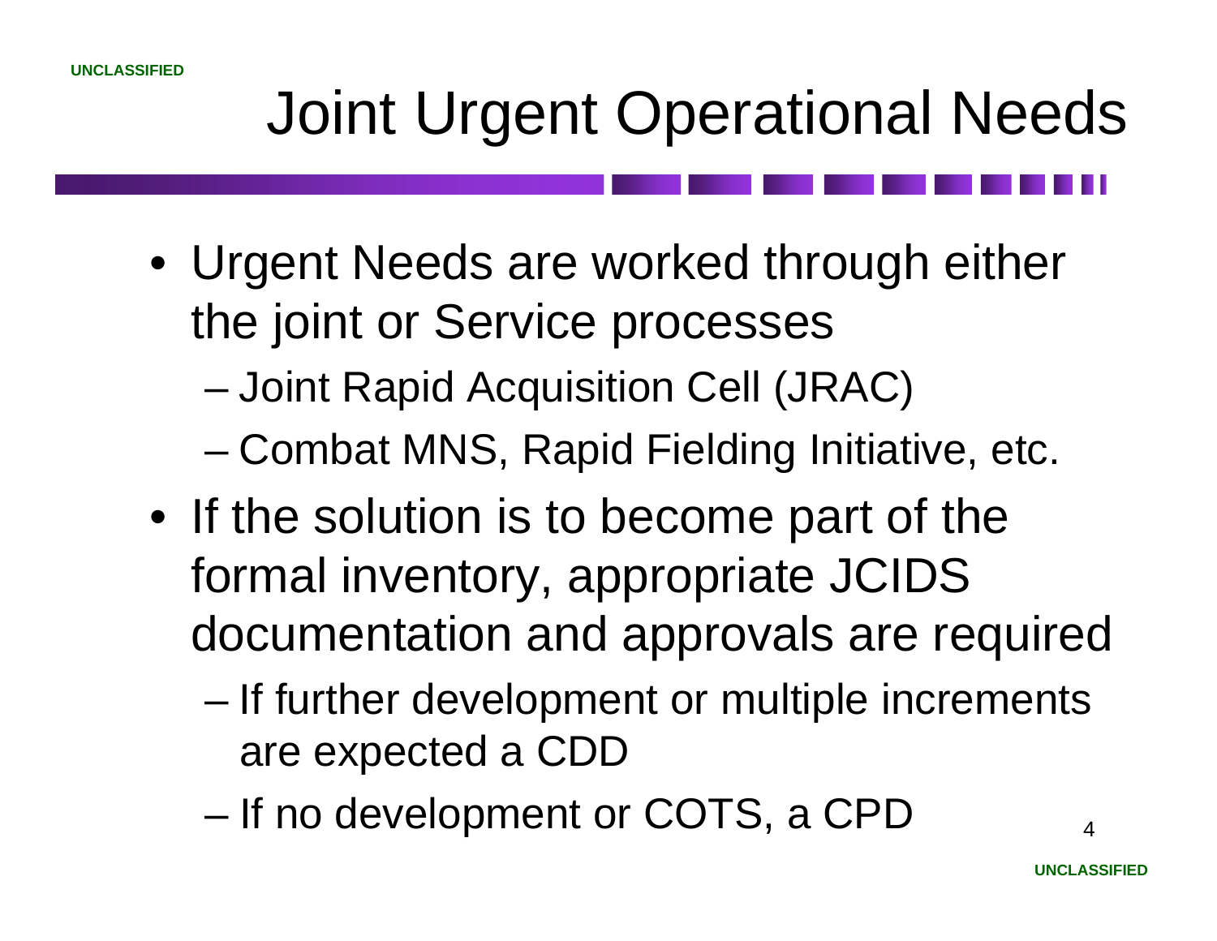# Joint Urgent Operational Needs

- Urgent Needs are worked through either the joint or Service processes
  - Joint Rapid Acquisition Cell (JRAC)
  - Combat MNS, Rapid Fielding Initiative, etc.
- If the solution is to become part of the formal inventory, appropriate JCIDS documentation and approvals are required
  - If further development or multiple increments are expected a CDD
  - If no development or COTS, a CPD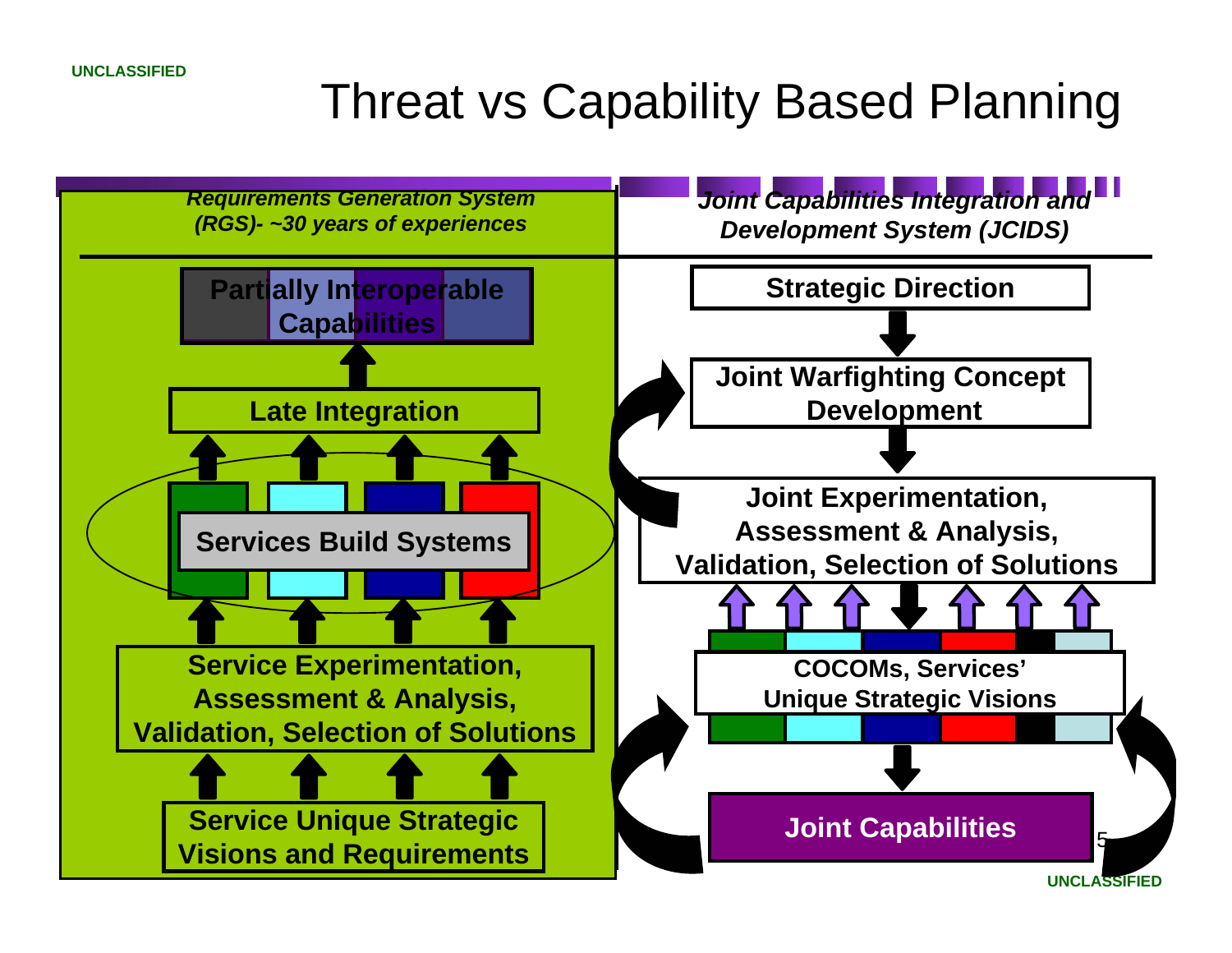# Threat vs Capability Based Planning

*Requirements Generation System (RGS)- ~30 years of experiences*

- **Partially Interoperable Capabilities**
- **Late Integration**
- **Services Build Systems**
- **Service Experimentation, Assessment & Analysis, Validation, Selection of Solutions**
- **Service Unique Strategic Visions and Requirements**

*Joint Capabilities Integration and Development System (JCIDS)*

- **Strategic Direction**
- **Joint Warfighting Concept Development**
- **Joint Experimentation, Assessment & Analysis, Validation, Selection of Solutions**
- **COCOMs, Services' Unique Strategic Visions**
- **Joint Capabilities**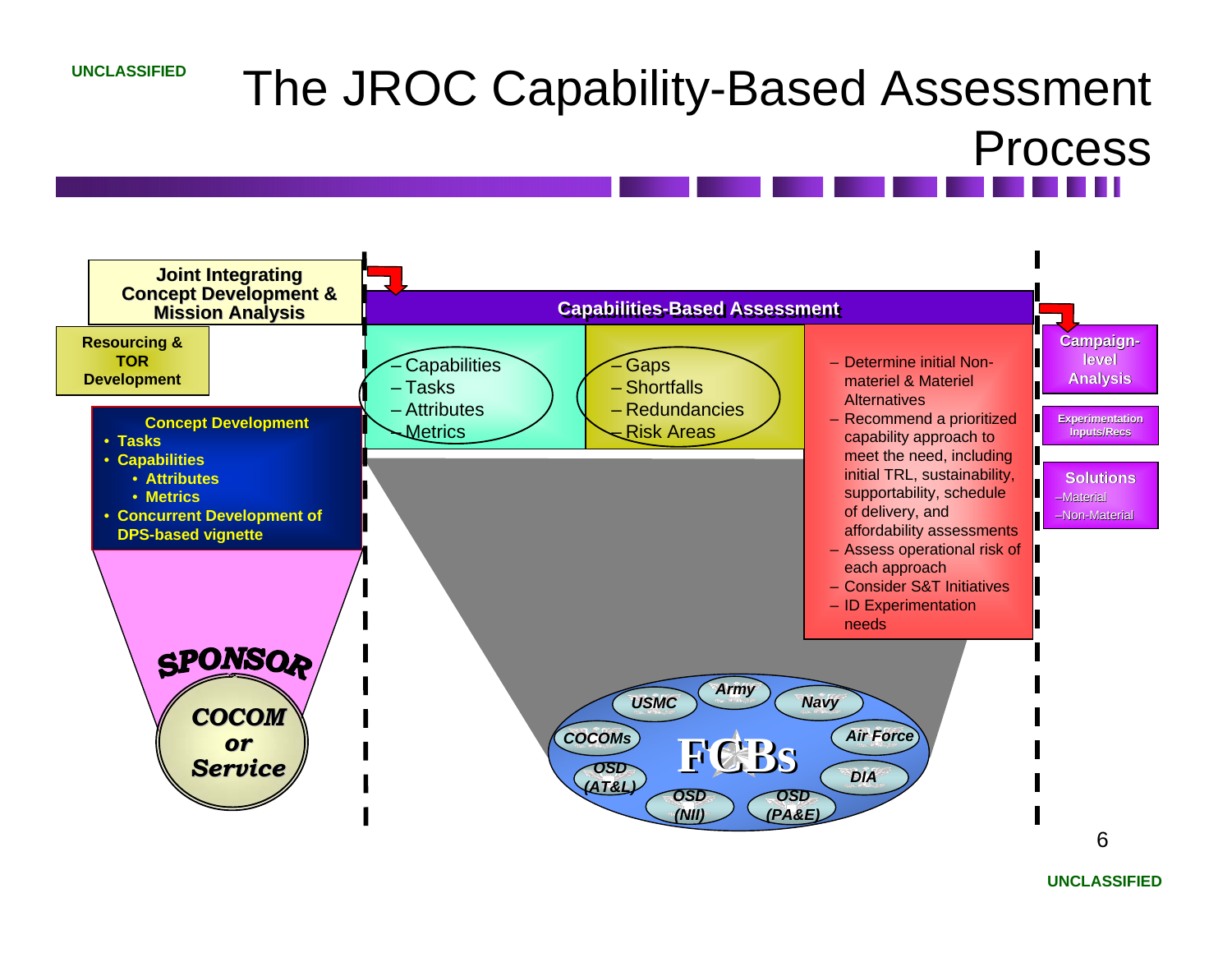# The JROC Capability-Based Assessment Process

**Joint Integrating Concept Development & Mission Analysis**

**Resourcing & TOR Development**

**Concept Development**
- Tasks
- Capabilities
  - Attributes
  - Metrics
- Concurrent Development of DPS-based vignette

**SPONSOR**

**COCOM or Service**

**Capabilities-Based Assessment**

- Capabilities
- Tasks
- Attributes
- Metrics

- Gaps
- Shortfalls
- Redundancies
- Risk Areas

- Determine initial Non-materiel & Materiel Alternatives
- Recommend a prioritized capability approach to meet the need, including initial TRL, sustainability, supportability, schedule of delivery, and affordability assessments
- Assess operational risk of each approach
- Consider S&T Initiatives
- ID Experimentation needs

**FCBs**: USMC, Army, Navy, COCOMs, Air Force, OSD (AT&L), DIA, OSD (NII), OSD (PA&E)

**Campaign-level Analysis**

**Experimentation Inputs/Recs**

**Solutions**
- Material
- Non-Material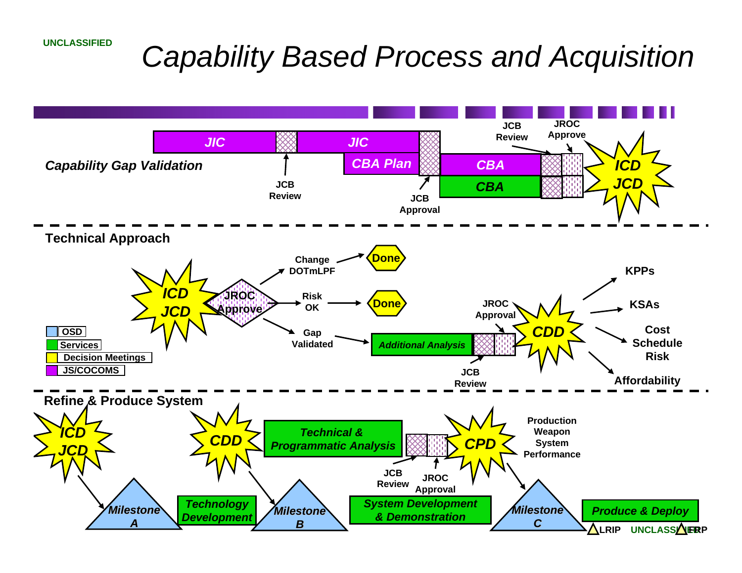# Capability Based Process and Acquisition

## Capability Gap Validation

- JIC → JCB Review → JIC / CBA Plan → JCB Approval → CBA (JS/COCOMS) / CBA (Services) → JCB Review → JROC Approve → **ICD JCD**

## Technical Approach

- **ICD JCD** → JROC Approve
  - Change DOTmLPF → Done
  - Risk OK → Done
  - Gap Validated → Additional Analysis → JCB Review → JROC Approval → **CDD**
    - KPPs
    - KSAs
    - Cost Schedule Risk
    - Affordability

Legend:

- OSD
- Services
- Decision Meetings
- JS/COCOMS

## Refine & Produce System

- **ICD JCD** → Milestone A → Technology Development
- **CDD** → Milestone B → Technical & Programmatic Analysis → JCB Review → JROC Approval → **CPD** → Production Weapon System Performance
- System Development & Demonstration
- **CPD** → Milestone C → Produce & Deploy (LRIP, FRP)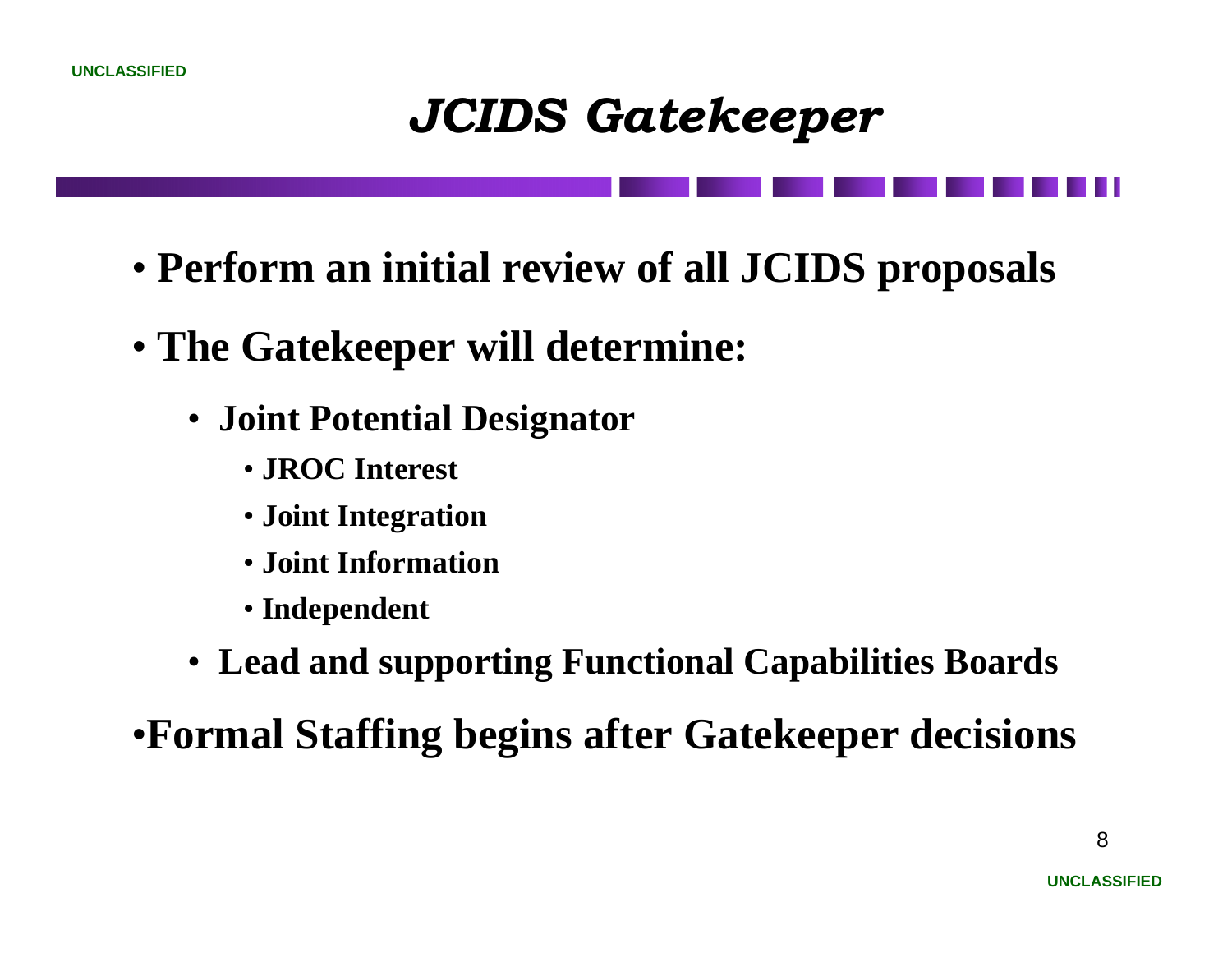# *JCIDS Gatekeeper*

- **Perform an initial review of all JCIDS proposals**
- **The Gatekeeper will determine:**
  - **Joint Potential Designator**
    - **JROC Interest**
    - **Joint Integration**
    - **Joint Information**
    - **Independent**
  - **Lead and supporting Functional Capabilities Boards**
- **Formal Staffing begins after Gatekeeper decisions**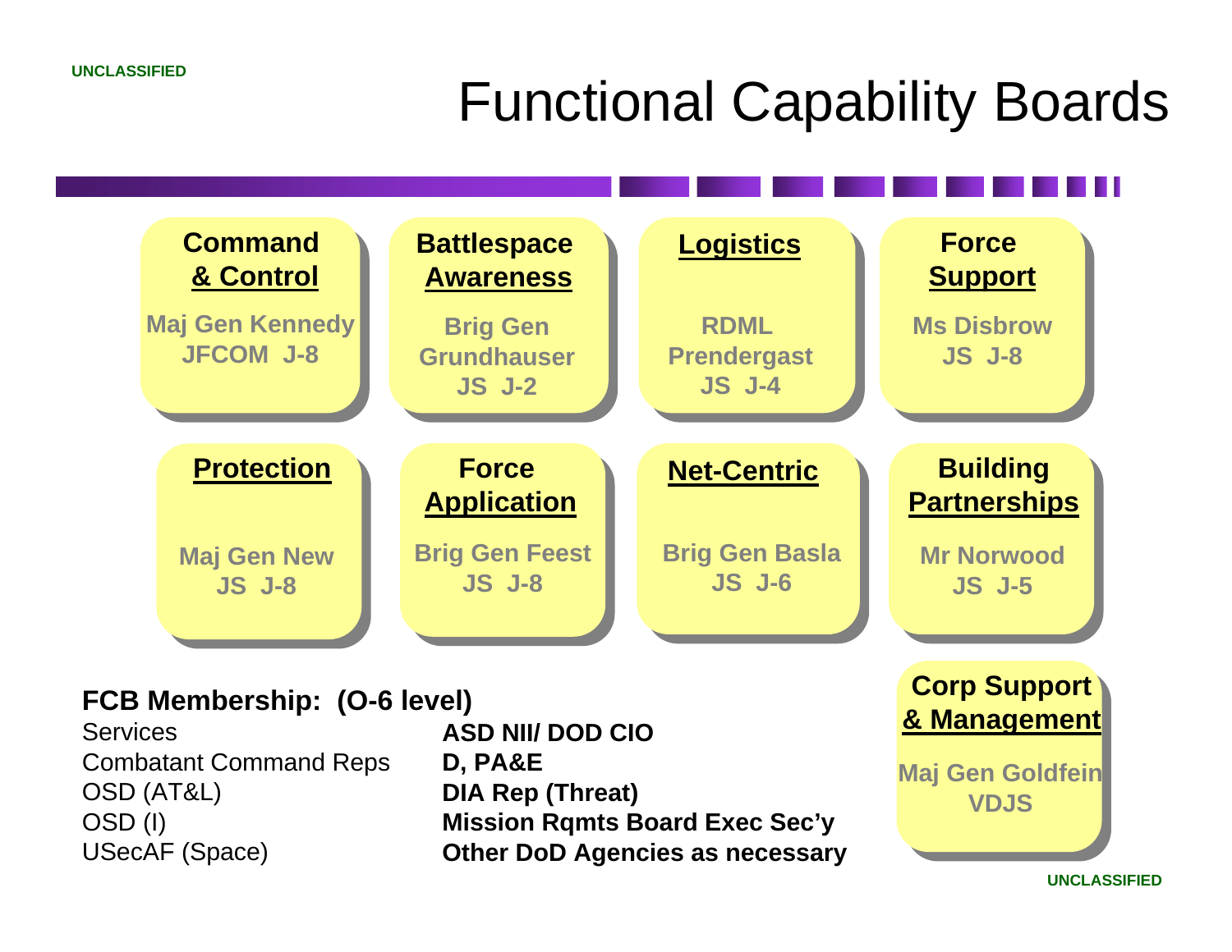# Functional Capability Boards

**Command & Control**
Maj Gen Kennedy
JFCOM J-8

**Battlespace Awareness**
Brig Gen Grundhauser
JS J-2

**Logistics**
RDML Prendergast
JS J-4

**Force Support**
Ms Disbrow
JS J-8

**Protection**
Maj Gen New
JS J-8

**Force Application**
Brig Gen Feest
JS J-8

**Net-Centric**
Brig Gen Basla
JS J-6

**Building Partnerships**
Mr Norwood
JS J-5

**Corp Support & Management**
Maj Gen Goldfein
VDJS

**FCB Membership: (O-6 level)**

- Services
- Combatant Command Reps
- OSD (AT&L)
- OSD (I)
- USecAF (Space)
- **ASD NII/ DOD CIO**
- **D, PA&E**
- **DIA Rep (Threat)**
- **Mission Rqmts Board Exec Sec'y**
- **Other DoD Agencies as necessary**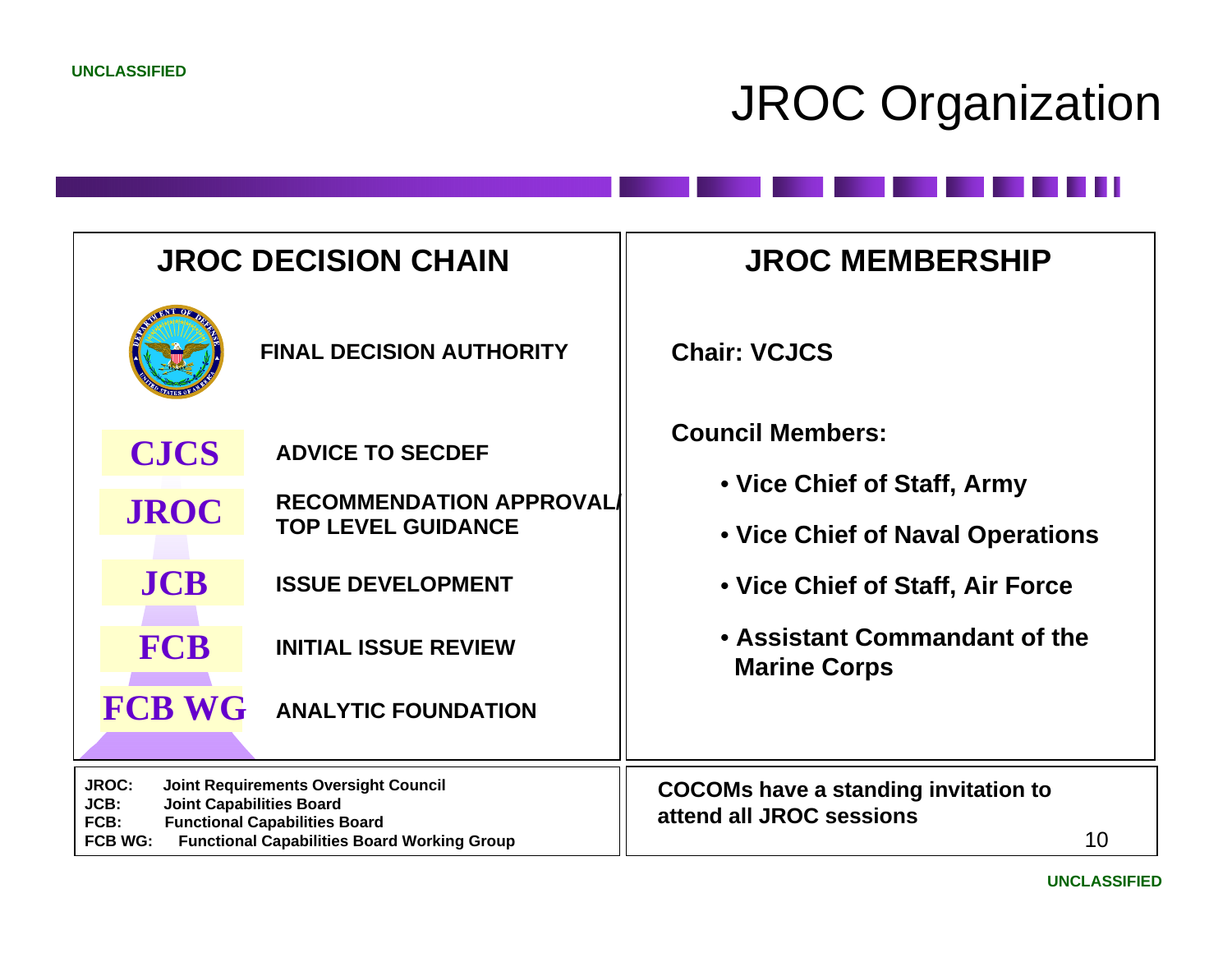# JROC Organization

## JROC DECISION CHAIN

| Level | Role |
|---|---|
| SECDEF (Department of Defense seal) | FINAL DECISION AUTHORITY |
| CJCS | ADVICE TO SECDEF |
| JROC | RECOMMENDATION APPROVAL/ TOP LEVEL GUIDANCE |
| JCB | ISSUE DEVELOPMENT |
| FCB | INITIAL ISSUE REVIEW |
| FCB WG | ANALYTIC FOUNDATION |

**JROC:** Joint Requirements Oversight Council
**JCB:** Joint Capabilities Board
**FCB:** Functional Capabilities Board
**FCB WG:** Functional Capabilities Board Working Group

## JROC MEMBERSHIP

**Chair: VCJCS**

**Council Members:**

- **Vice Chief of Staff, Army**
- **Vice Chief of Naval Operations**
- **Vice Chief of Staff, Air Force**
- **Assistant Commandant of the Marine Corps**

**COCOMs have a standing invitation to attend all JROC sessions**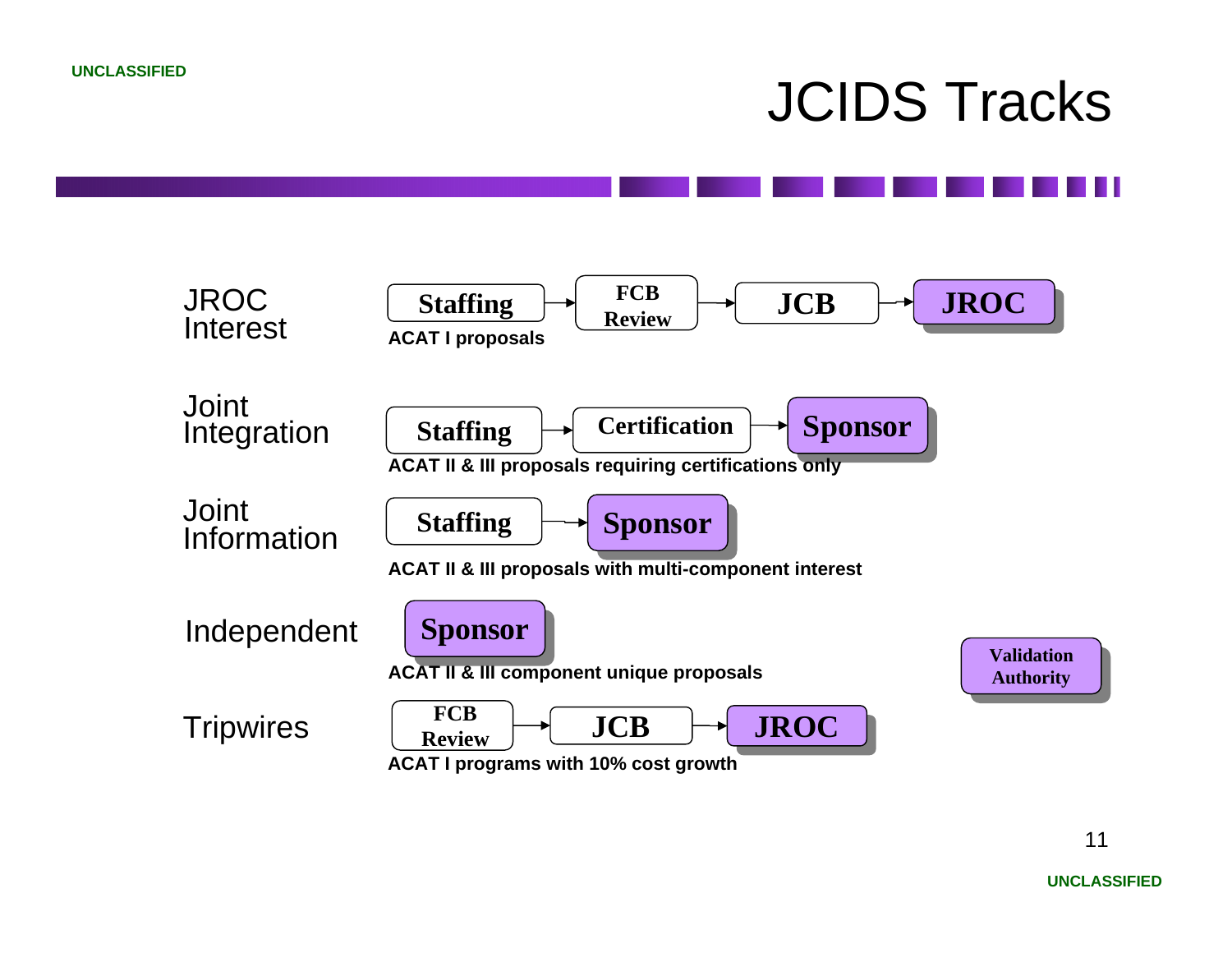# JCIDS Tracks

**JROC Interest**

Staffing → FCB Review → JCB → JROC

ACAT I proposals

**Joint Integration**

Staffing → Certification → Sponsor

ACAT II & III proposals requiring certifications only

**Joint Information**

Staffing → Sponsor

ACAT II & III proposals with multi-component interest

**Independent**

Sponsor

ACAT II & III component unique proposals

**Tripwires**

FCB Review → JCB → JROC

ACAT I programs with 10% cost growth

Validation Authority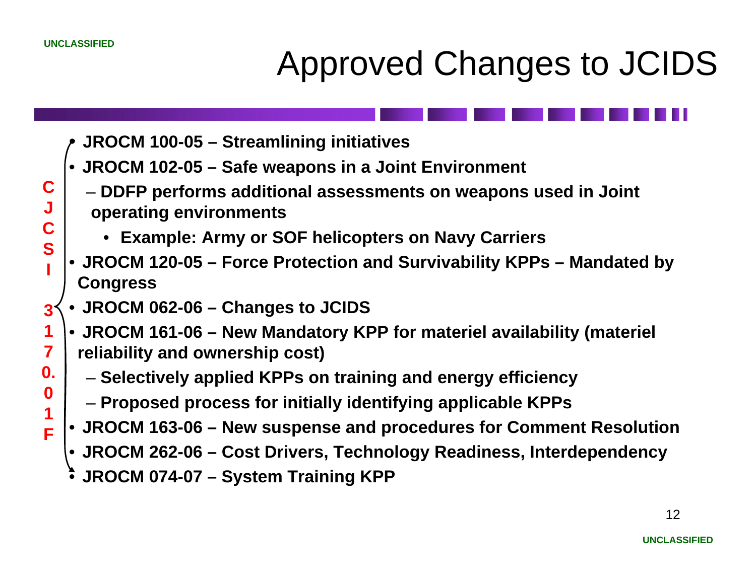# Approved Changes to JCIDS

CJCSI 3170.01F

- **JROCM 100-05 – Streamlining initiatives**
- **JROCM 102-05 – Safe weapons in a Joint Environment**
  - **DDFP performs additional assessments on weapons used in Joint operating environments**
    - **Example: Army or SOF helicopters on Navy Carriers**
- **JROCM 120-05 – Force Protection and Survivability KPPs – Mandated by Congress**
- **JROCM 062-06 – Changes to JCIDS**
- **JROCM 161-06 – New Mandatory KPP for materiel availability (materiel reliability and ownership cost)**
  - **Selectively applied KPPs on training and energy efficiency**
  - **Proposed process for initially identifying applicable KPPs**
- **JROCM 163-06 – New suspense and procedures for Comment Resolution**
- **JROCM 262-06 – Cost Drivers, Technology Readiness, Interdependency**
- **JROCM 074-07 – System Training KPP**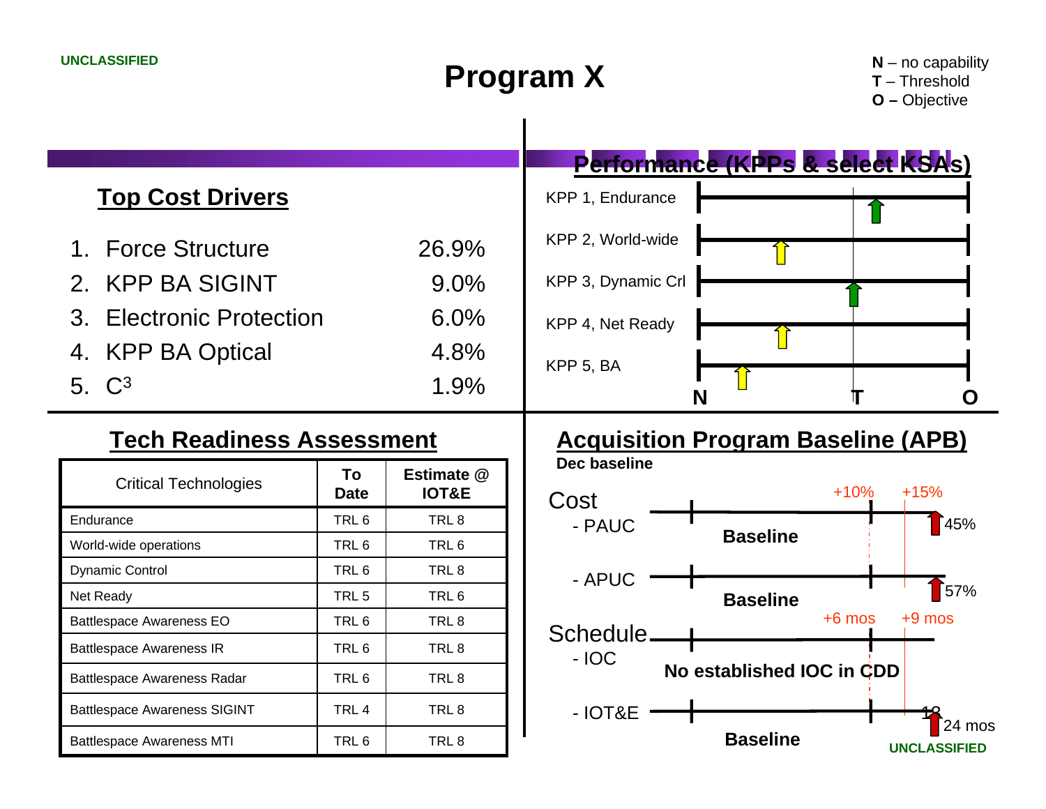UNCLASSIFIED

# Program X

**N** – no capability
**T** – Threshold
**O –** Objective

## Top Cost Drivers

| | |
|---|---|
| 1. Force Structure | 26.9% |
| 2. KPP BA SIGINT | 9.0% |
| 3. Electronic Protection | 6.0% |
| 4. KPP BA Optical | 4.8% |
| 5. $C^3$ | 1.9% |

## Performance (KPPs & select KSAs)

- KPP 1, Endurance
- KPP 2, World-wide
- KPP 3, Dynamic Crl
- KPP 4, Net Ready
- KPP 5, BA

N T O

## Tech Readiness Assessment

| Critical Technologies | To Date | Estimate @ IOT&E |
|---|---|---|
| Endurance | TRL 6 | TRL 8 |
| World-wide operations | TRL 6 | TRL 6 |
| Dynamic Control | TRL 6 | TRL 8 |
| Net Ready | TRL 5 | TRL 6 |
| Battlespace Awareness EO | TRL 6 | TRL 8 |
| Battlespace Awareness IR | TRL 6 | TRL 8 |
| Battlespace Awareness Radar | TRL 6 | TRL 8 |
| Battlespace Awareness SIGINT | TRL 4 | TRL 8 |
| Battlespace Awareness MTI | TRL 6 | TRL 8 |

## Acquisition Program Baseline (APB)

**Dec baseline**

Cost (+10% / +15%)

- PAUC — **Baseline** — 45%
- APUC — **Baseline** — 57%

Schedule (+6 mos / +9 mos)

- IOC — **No established IOC in CDD**
- IOT&E — **Baseline** — 18 — 24 mos

UNCLASSIFIED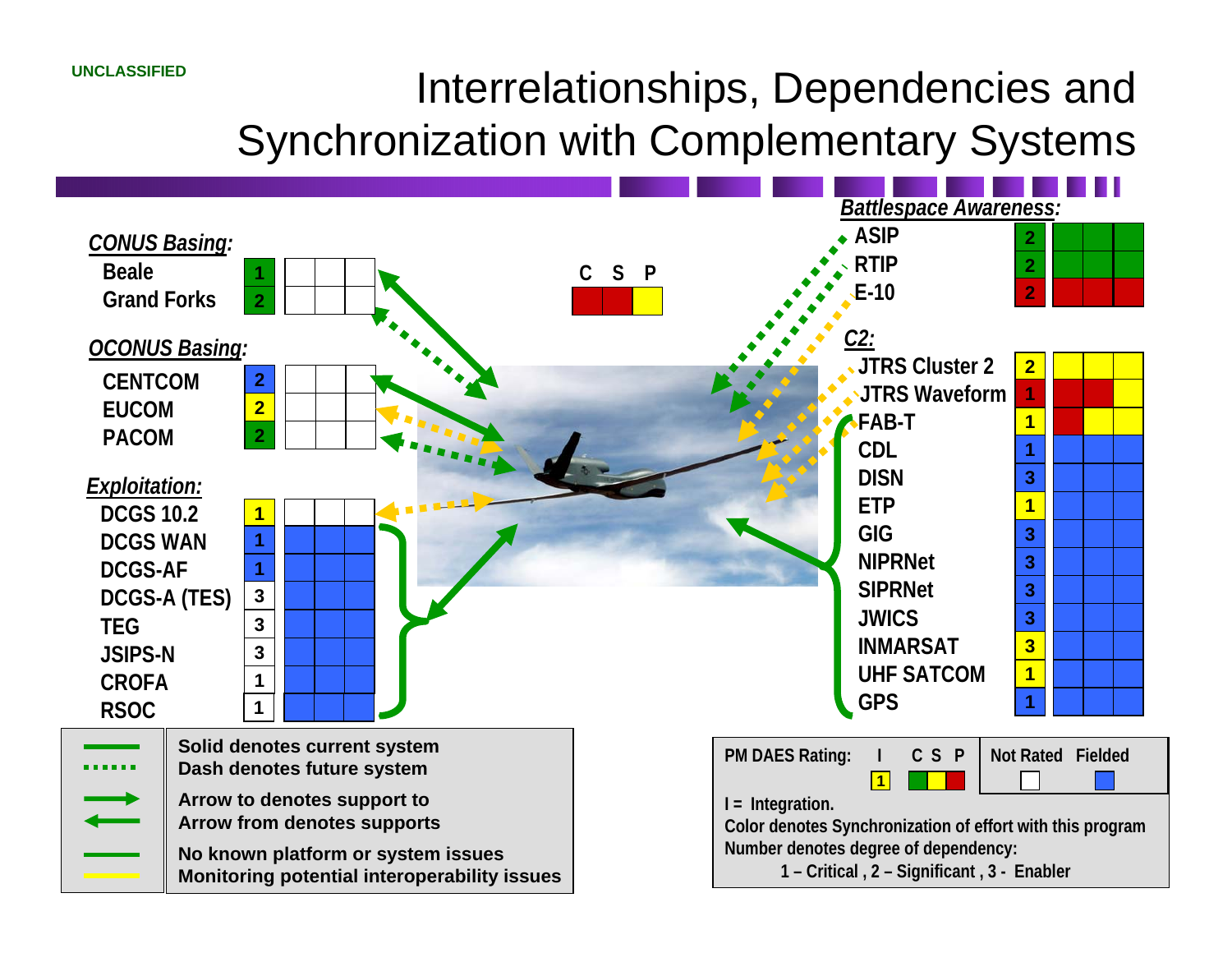UNCLASSIFIED

# Interrelationships, Dependencies and Synchronization with Complementary Systems

| | I | C | S | P |
|---|---|---|---|---|
| **CONUS Basing:** | | | | |
| Beale | 1 | | | |
| Grand Forks | 2 | | | |
| **OCONUS Basing:** | | | | |
| CENTCOM | 2 | | | |
| EUCOM | 2 | | | |
| PACOM | 2 | | | |
| **Exploitation:** | | | | |
| DCGS 10.2 | 1 | | | |
| DCGS WAN | 1 | | | |
| DCGS-AF | 1 | | | |
| DCGS-A (TES) | 3 | | | |
| TEG | 3 | | | |
| JSIPS-N | 3 | | | |
| CROFA | 1 | | | |
| RSOC | 1 | | | |

| | I | C | S | P |
|---|---|---|---|---|
| **Battlespace Awareness:** | | | | |
| ASIP | 2 | | | |
| RTIP | 2 | | | |
| E-10 | 2 | | | |
| **C2:** | | | | |
| JTRS Cluster 2 | 2 | | | |
| JTRS Waveform | 1 | | | |
| FAB-T | 1 | | | |
| CDL | 1 | | | |
| DISN | 3 | | | |
| ETP | 1 | | | |
| GIG | 3 | | | |
| NIPRNet | 3 | | | |
| SIPRNet | 3 | | | |
| JWICS | 3 | | | |
| INMARSAT | 3 | | | |
| UHF SATCOM | 1 | | | |
| GPS | 1 | | | |

C S P

Solid denotes current system
Dash denotes future system

Arrow to denotes support to
Arrow from denotes supports

No known platform or system issues
Monitoring potential interoperability issues

PM DAES Rating: I C S P | Not Rated Fielded

I = Integration.
Color denotes Synchronization of effort with this program
Number denotes degree of dependency:
1 – Critical , 2 – Significant , 3 - Enabler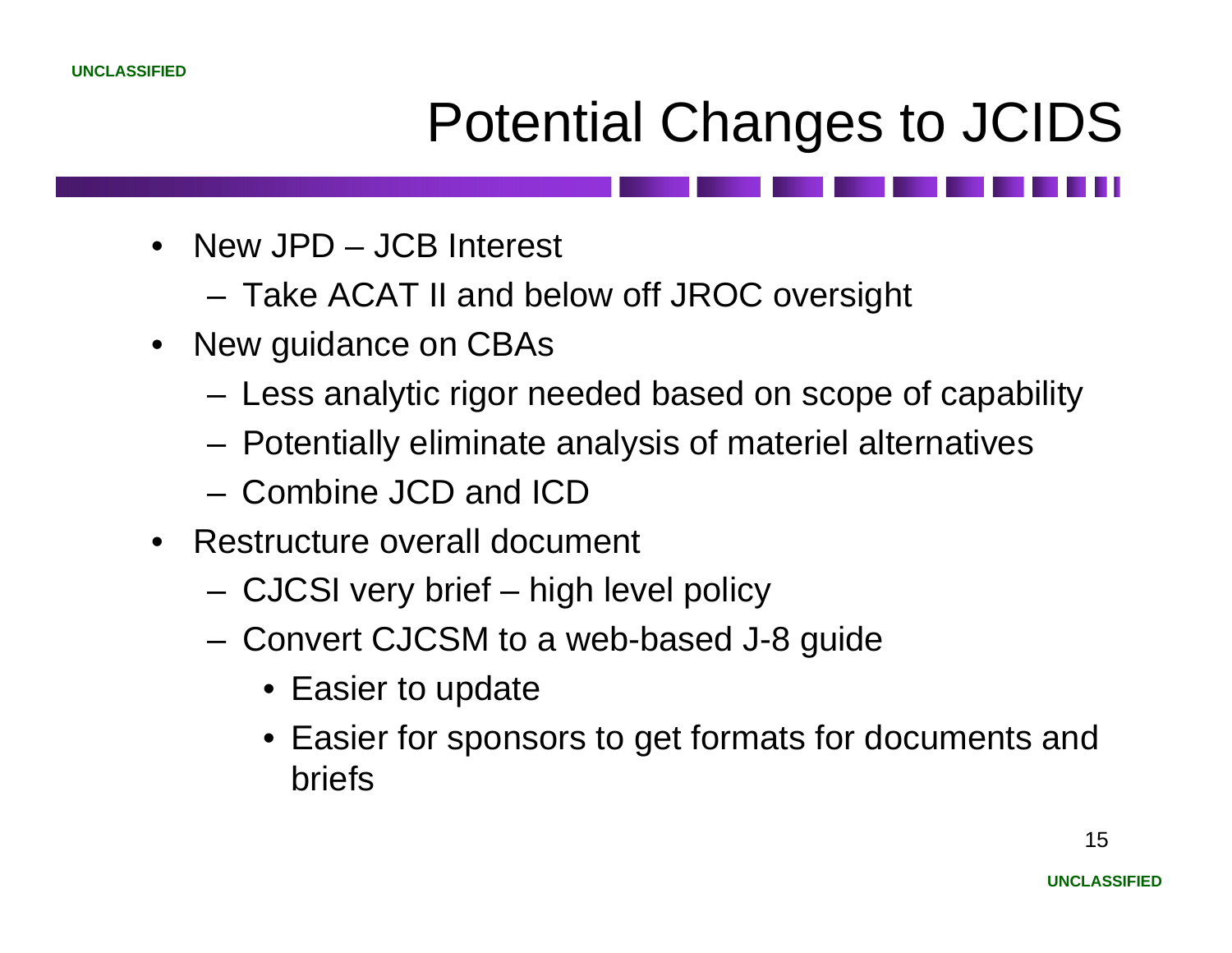# Potential Changes to JCIDS

- New JPD – JCB Interest
  - Take ACAT II and below off JROC oversight
- New guidance on CBAs
  - Less analytic rigor needed based on scope of capability
  - Potentially eliminate analysis of materiel alternatives
  - Combine JCD and ICD
- Restructure overall document
  - CJCSI very brief – high level policy
  - Convert CJCSM to a web-based J-8 guide
    - Easier to update
    - Easier for sponsors to get formats for documents and briefs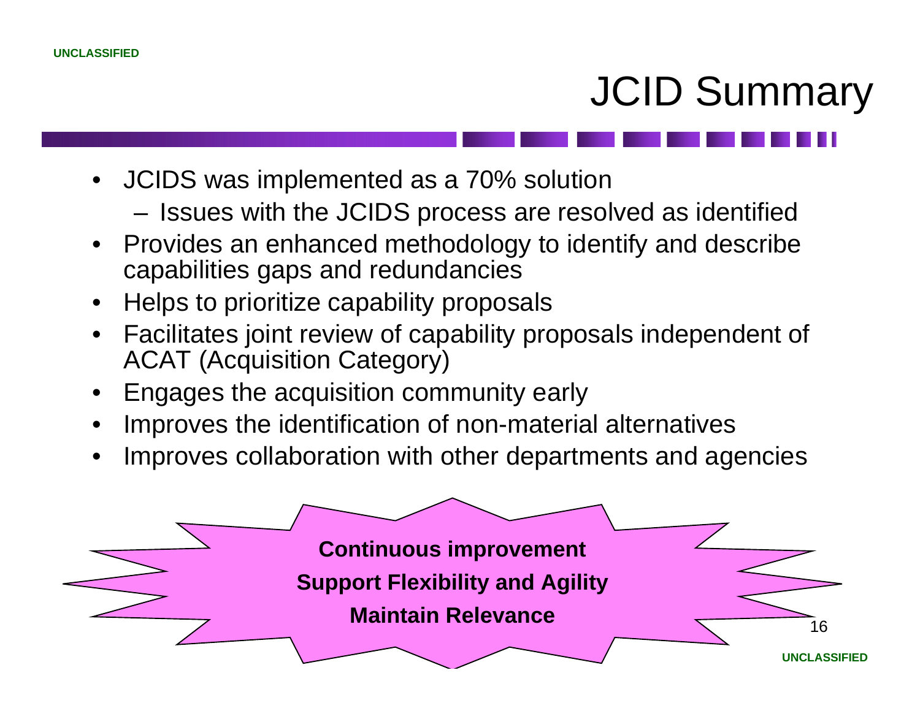# JCID Summary

- JCIDS was implemented as a 70% solution
  - Issues with the JCIDS process are resolved as identified
- Provides an enhanced methodology to identify and describe capabilities gaps and redundancies
- Helps to prioritize capability proposals
- Facilitates joint review of capability proposals independent of ACAT (Acquisition Category)
- Engages the acquisition community early
- Improves the identification of non-material alternatives
- Improves collaboration with other departments and agencies

**Continuous improvement**

**Support Flexibility and Agility**

**Maintain Relevance**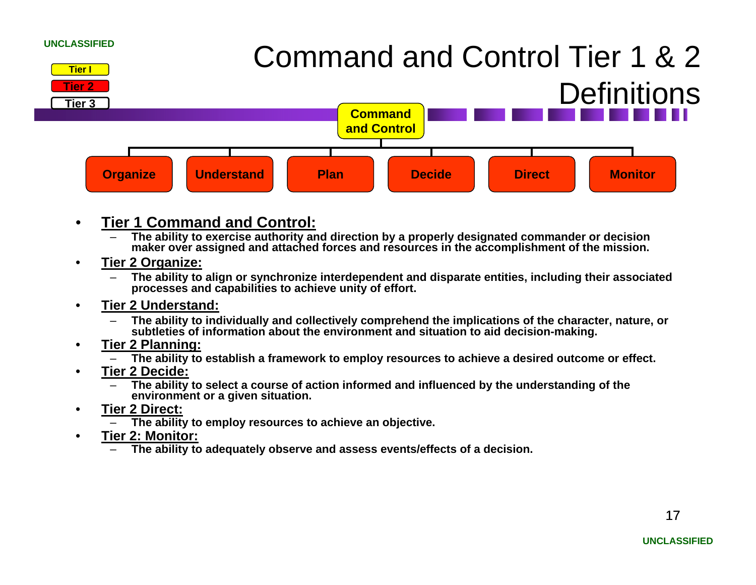UNCLASSIFIED

Tier I

Tier 2

Tier 3

# Command and Control Tier 1 & 2 Definitions

**Command and Control**

**Organize** | **Understand** | **Plan** | **Decide** | **Direct** | **Monitor**

- **Tier 1 Command and Control:**
  - **The ability to exercise authority and direction by a properly designated commander or decision maker over assigned and attached forces and resources in the accomplishment of the mission.**
- **Tier 2 Organize:**
  - **The ability to align or synchronize interdependent and disparate entities, including their associated processes and capabilities to achieve unity of effort.**
- **Tier 2 Understand:**
  - **The ability to individually and collectively comprehend the implications of the character, nature, or subtleties of information about the environment and situation to aid decision-making.**
- **Tier 2 Planning:**
  - **The ability to establish a framework to employ resources to achieve a desired outcome or effect.**
- **Tier 2 Decide:**
  - **The ability to select a course of action informed and influenced by the understanding of the environment or a given situation.**
- **Tier 2 Direct:**
  - **The ability to employ resources to achieve an objective.**
- **Tier 2: Monitor:**
  - **The ability to adequately observe and assess events/effects of a decision.**

UNCLASSIFIED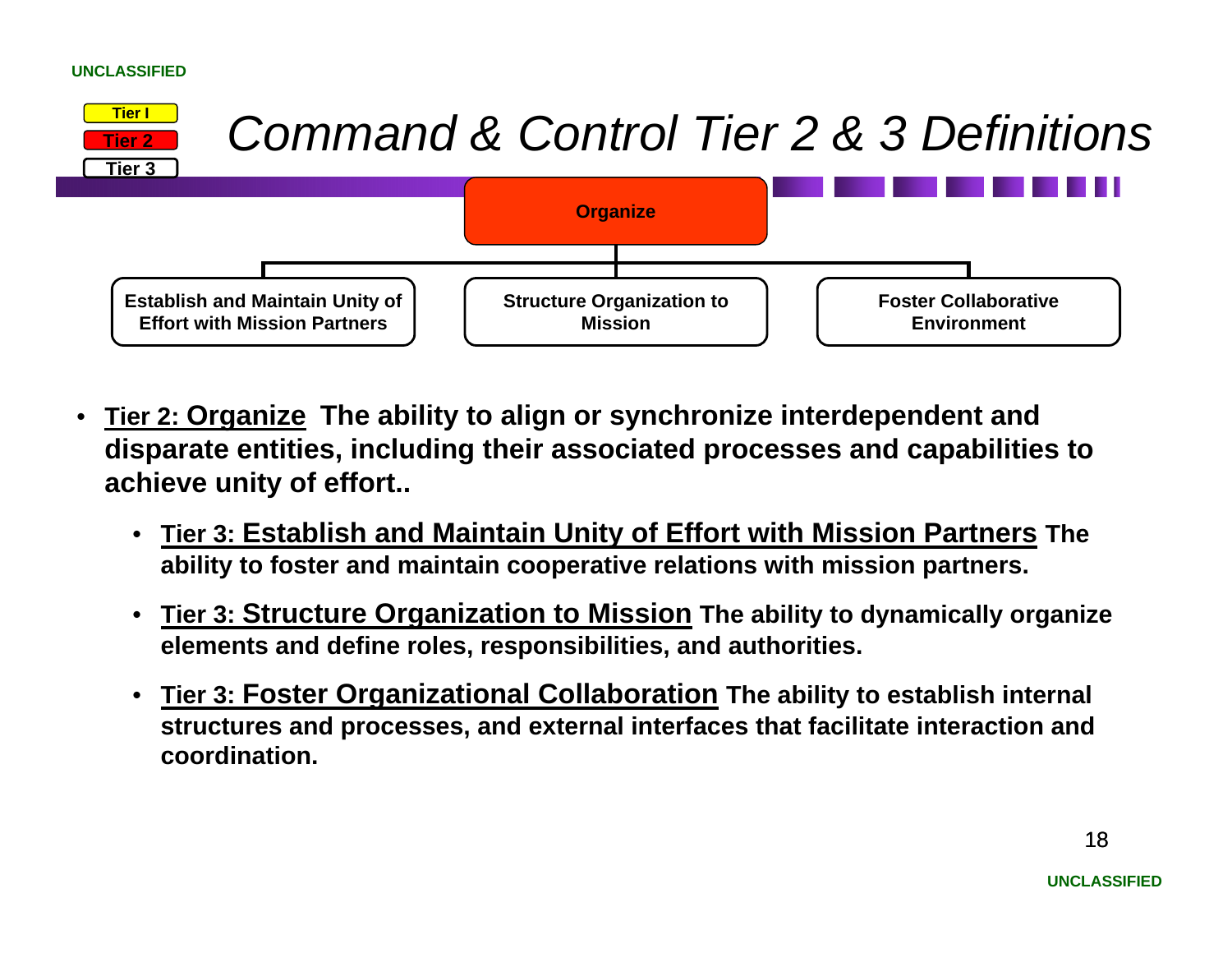UNCLASSIFIED

Tier I
Tier 2
Tier 3

# *Command & Control Tier 2 & 3 Definitions*

**Organize**

- **Establish and Maintain Unity of Effort with Mission Partners**
- **Structure Organization to Mission**
- **Foster Collaborative Environment**

- **<u>Tier 2: Organize</u>  The ability to align or synchronize interdependent and disparate entities, including their associated processes and capabilities to achieve unity of effort..**
  - **<u>Tier 3: Establish and Maintain Unity of Effort with Mission Partners</u> The ability to foster and maintain cooperative relations with mission partners.**
  - **<u>Tier 3: Structure Organization to Mission</u> The ability to dynamically organize elements and define roles, responsibilities, and authorities.**
  - **<u>Tier 3: Foster Organizational Collaboration</u> The ability to establish internal structures and processes, and external interfaces that facilitate interaction and coordination.**

UNCLASSIFIED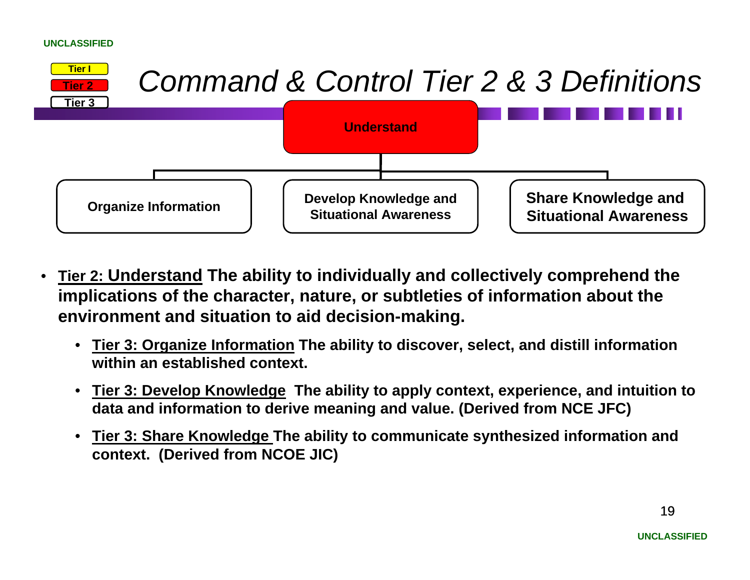Tier I

Tier 2

Tier 3

# *Command & Control Tier 2 & 3 Definitions*

**Understand**

- **Organize Information**
- **Develop Knowledge and Situational Awareness**
- **Share Knowledge and Situational Awareness**

- **Tier 2: Understand The ability to individually and collectively comprehend the implications of the character, nature, or subtleties of information about the environment and situation to aid decision-making.**
  - **Tier 3: Organize Information The ability to discover, select, and distill information within an established context.**
  - **Tier 3: Develop Knowledge  The ability to apply context, experience, and intuition to data and information to derive meaning and value. (Derived from NCE JFC)**
  - **Tier 3: Share Knowledge The ability to communicate synthesized information and context.  (Derived from NCOE JIC)**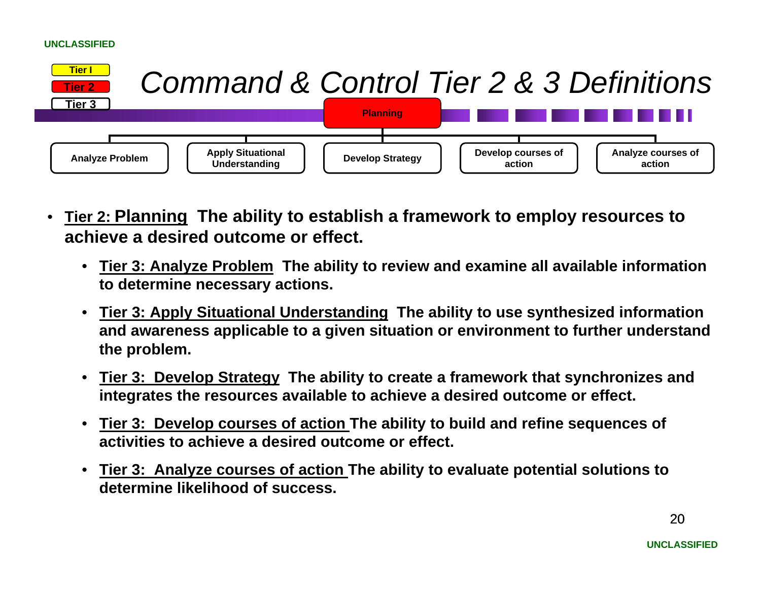# Command & Control Tier 2 & 3 Definitions

Tier I

Tier 2

Tier 3

Planning

- Analyze Problem
- Apply Situational Understanding
- Develop Strategy
- Develop courses of action
- Analyze courses of action

- **Tier 2: Planning** **The ability to establish a framework to employ resources to achieve a desired outcome or effect.**
  - **Tier 3: Analyze Problem** **The ability to review and examine all available information to determine necessary actions.**
  - **Tier 3: Apply Situational Understanding** **The ability to use synthesized information and awareness applicable to a given situation or environment to further understand the problem.**
  - **Tier 3: Develop Strategy** **The ability to create a framework that synchronizes and integrates the resources available to achieve a desired outcome or effect.**
  - **Tier 3: Develop courses of action** **The ability to build and refine sequences of activities to achieve a desired outcome or effect.**
  - **Tier 3: Analyze courses of action** **The ability to evaluate potential solutions to determine likelihood of success.**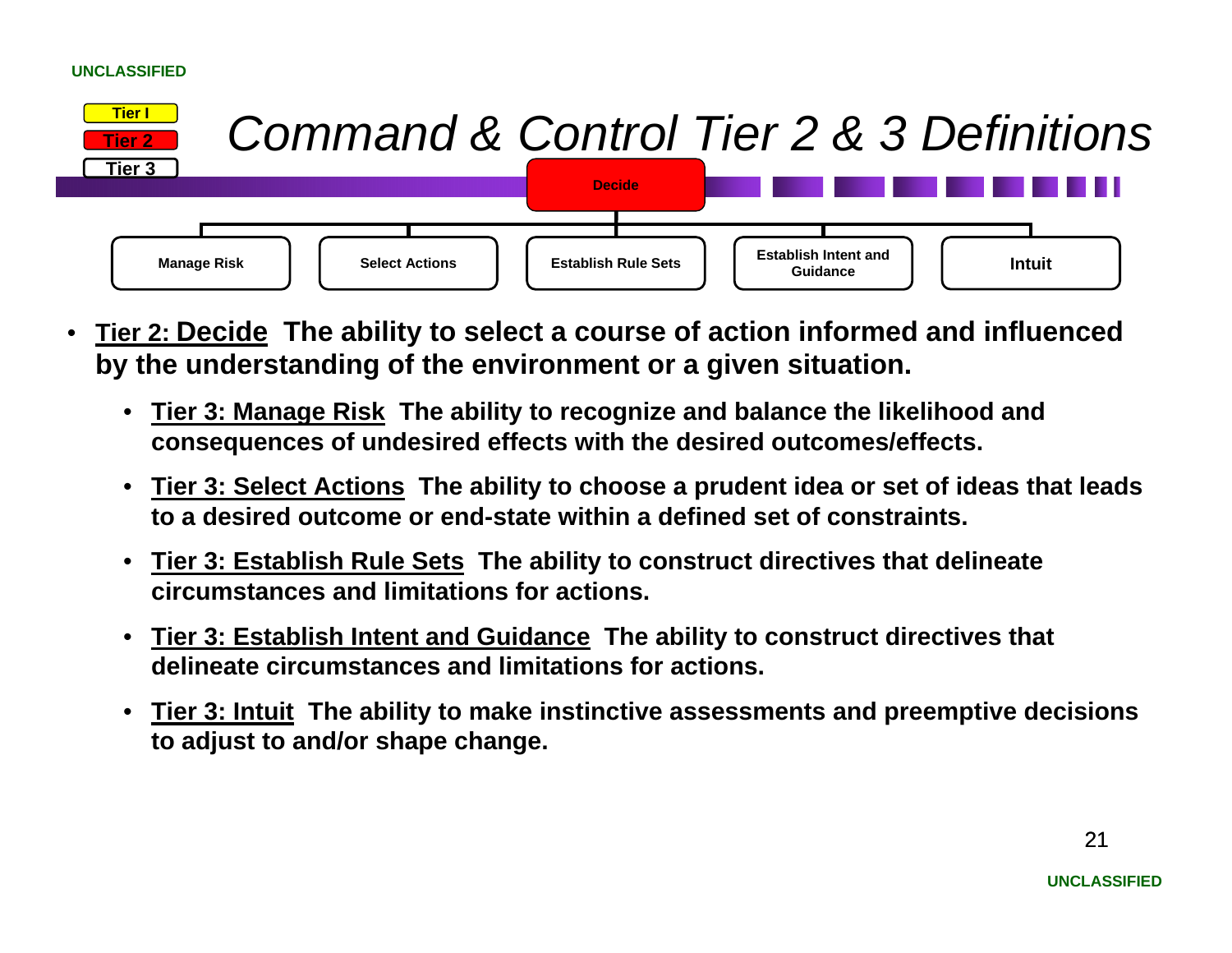UNCLASSIFIED

Tier I
Tier 2
Tier 3

# Command & Control Tier 2 & 3 Definitions

Decide

Manage Risk | Select Actions | Establish Rule Sets | Establish Intent and Guidance | Intuit

- **<u>Tier 2: Decide</u>  The ability to select a course of action informed and influenced by the understanding of the environment or a given situation.**
  - **<u>Tier 3: Manage Risk</u>  The ability to recognize and balance the likelihood and consequences of undesired effects with the desired outcomes/effects.**
  - **<u>Tier 3: Select Actions</u>  The ability to choose a prudent idea or set of ideas that leads to a desired outcome or end-state within a defined set of constraints.**
  - **<u>Tier 3: Establish Rule Sets</u>  The ability to construct directives that delineate circumstances and limitations for actions.**
  - **<u>Tier 3: Establish Intent and Guidance</u>  The ability to construct directives that delineate circumstances and limitations for actions.**
  - **<u>Tier 3: Intuit</u>  The ability to make instinctive assessments and preemptive decisions to adjust to and/or shape change.**

UNCLASSIFIED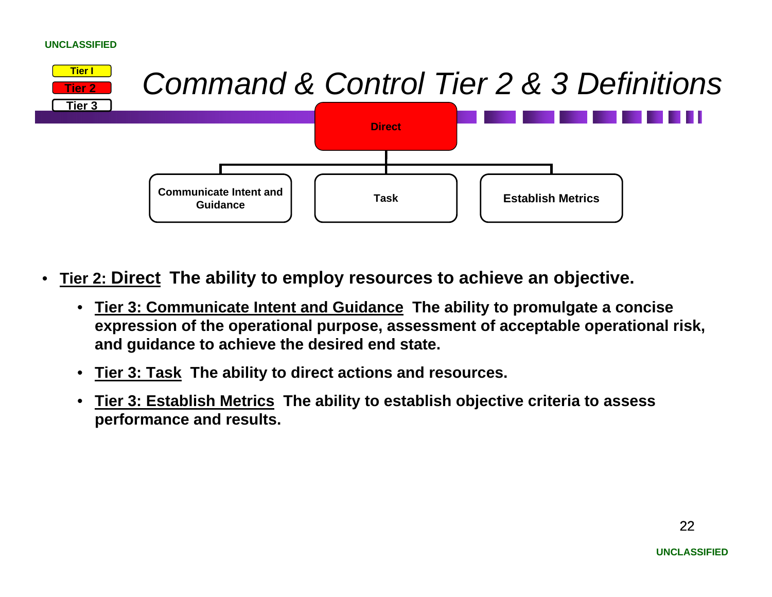# Command & Control Tier 2 & 3 Definitions

Tier I
Tier 2
Tier 3

Direct

Communicate Intent and Guidance | Task | Establish Metrics

- **<u>Tier 2: Direct</u> The ability to employ resources to achieve an objective.**
  - **<u>Tier 3: Communicate Intent and Guidance</u> The ability to promulgate a concise expression of the operational purpose, assessment of acceptable operational risk, and guidance to achieve the desired end state.**
  - **<u>Tier 3: Task</u> The ability to direct actions and resources.**
  - **<u>Tier 3: Establish Metrics</u> The ability to establish objective criteria to assess performance and results.**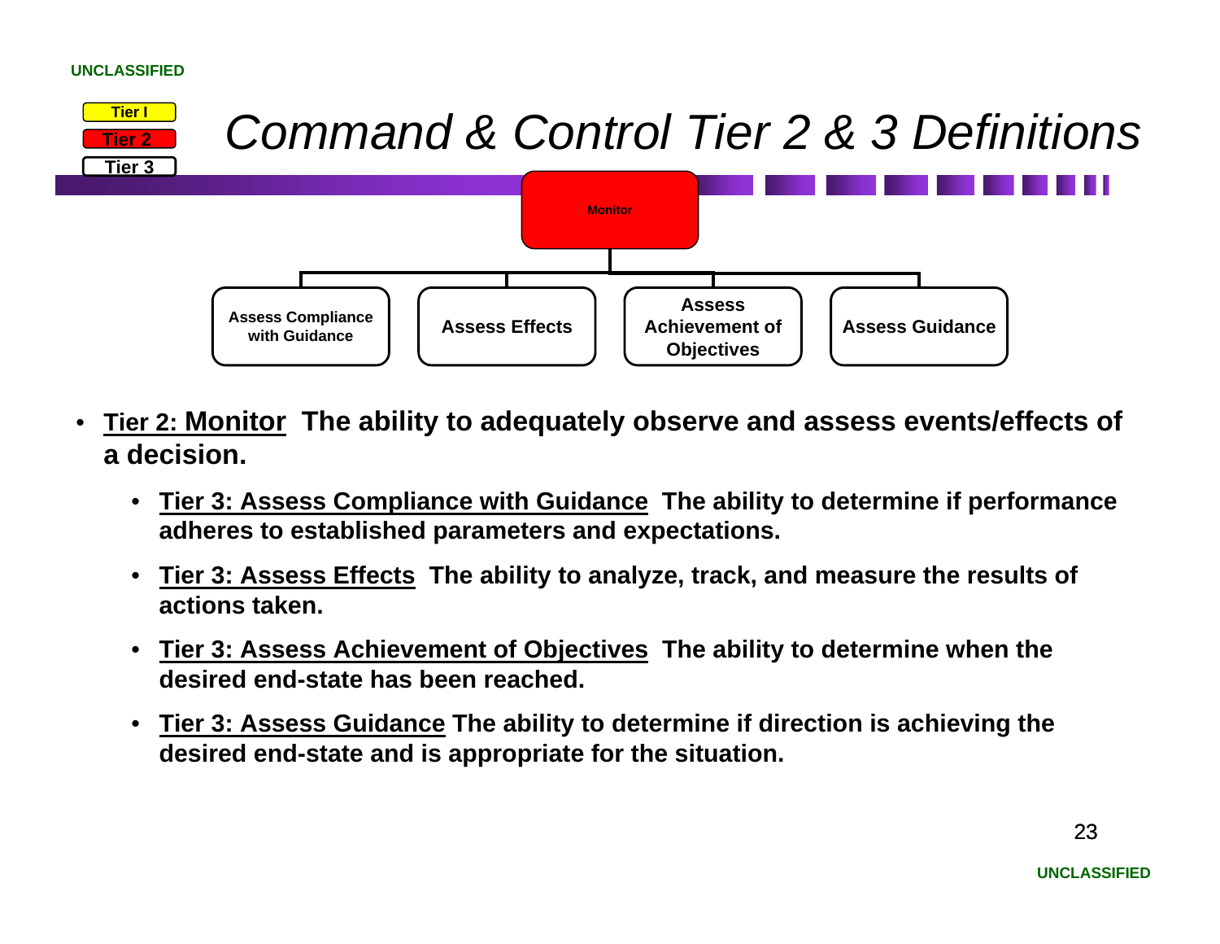UNCLASSIFIED

Tier I
Tier 2
Tier 3

# *Command & Control Tier 2 & 3 Definitions*

Monitor

- Assess Compliance with Guidance
- Assess Effects
- Assess Achievement of Objectives
- Assess Guidance

- **<u>Tier 2: Monitor</u> The ability to adequately observe and assess events/effects of a decision.**
  - **<u>Tier 3: Assess Compliance with Guidance</u> The ability to determine if performance adheres to established parameters and expectations.**
  - **<u>Tier 3: Assess Effects</u> The ability to analyze, track, and measure the results of actions taken.**
  - **<u>Tier 3: Assess Achievement of Objectives</u> The ability to determine when the desired end-state has been reached.**
  - **<u>Tier 3: Assess Guidance</u> The ability to determine if direction is achieving the desired end-state and is appropriate for the situation.**

UNCLASSIFIED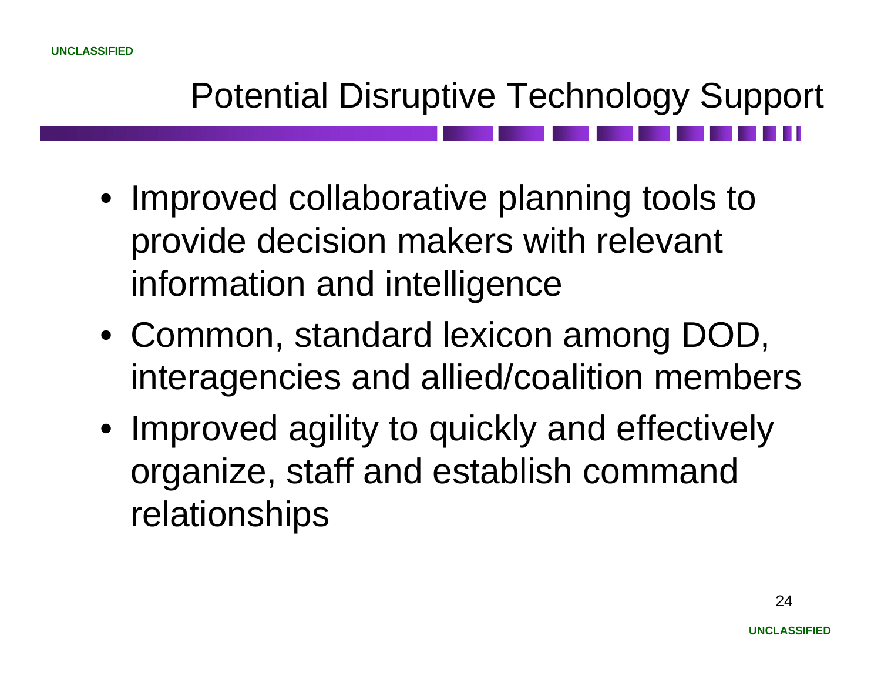# Potential Disruptive Technology Support

- Improved collaborative planning tools to provide decision makers with relevant information and intelligence
- Common, standard lexicon among DOD, interagencies and allied/coalition members
- Improved agility to quickly and effectively organize, staff and establish command relationships